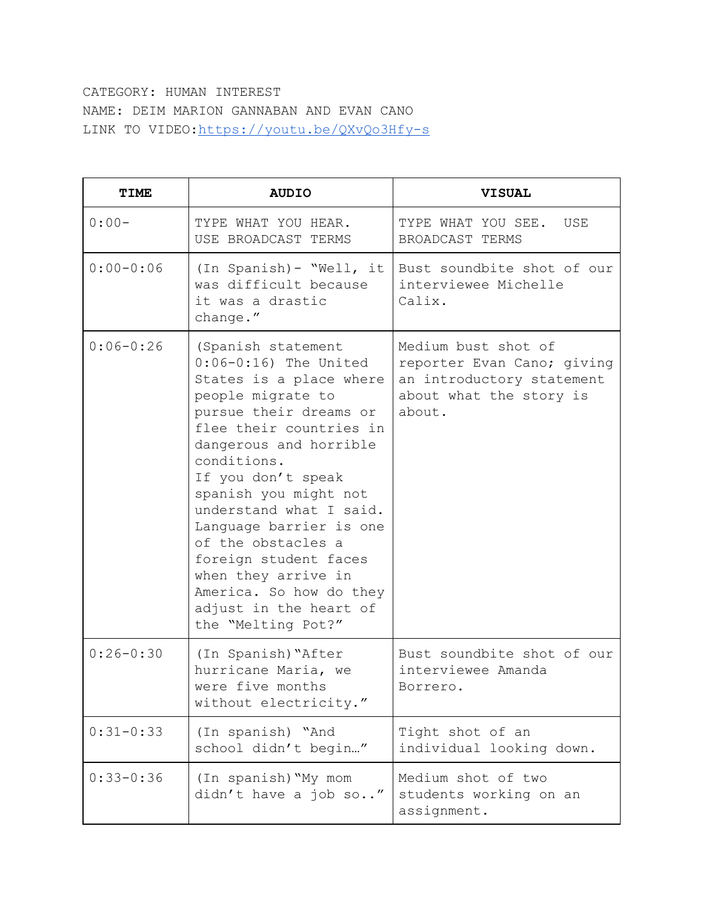CATEGORY: HUMAN INTEREST
NAME: DEIM MARION GANNABAN AND EVAN CANO
LINK TO VIDEO:[https://youtu.be/QXvQo3Hfy-s](https://youtu.be/QXvQo3Hfy-s)

| TIME | AUDIO | VISUAL |
|---|---|---|
| 0:00- | TYPE WHAT YOU HEAR. USE BROADCAST TERMS | TYPE WHAT YOU SEE. USE BROADCAST TERMS |
| 0:00-0:06 | (In Spanish)- "Well, it was difficult because it was a drastic change." | Bust soundbite shot of our interviewee Michelle Calix. |
| 0:06-0:26 | (Spanish statement 0:06-0:16) The United States is a place where people migrate to pursue their dreams or flee their countries in dangerous and horrible conditions. If you don't speak spanish you might not understand what I said. Language barrier is one of the obstacles a foreign student faces when they arrive in America. So how do they adjust in the heart of the "Melting Pot?" | Medium bust shot of reporter Evan Cano; giving an introductory statement about what the story is about. |
| 0:26-0:30 | (In Spanish)"After hurricane Maria, we were five months without electricity." | Bust soundbite shot of our interviewee Amanda Borrero. |
| 0:31-0:33 | (In spanish) "And school didn't begin…" | Tight shot of an individual looking down. |
| 0:33-0:36 | (In spanish)"My mom didn't have a job so.." | Medium shot of two students working on an assignment. |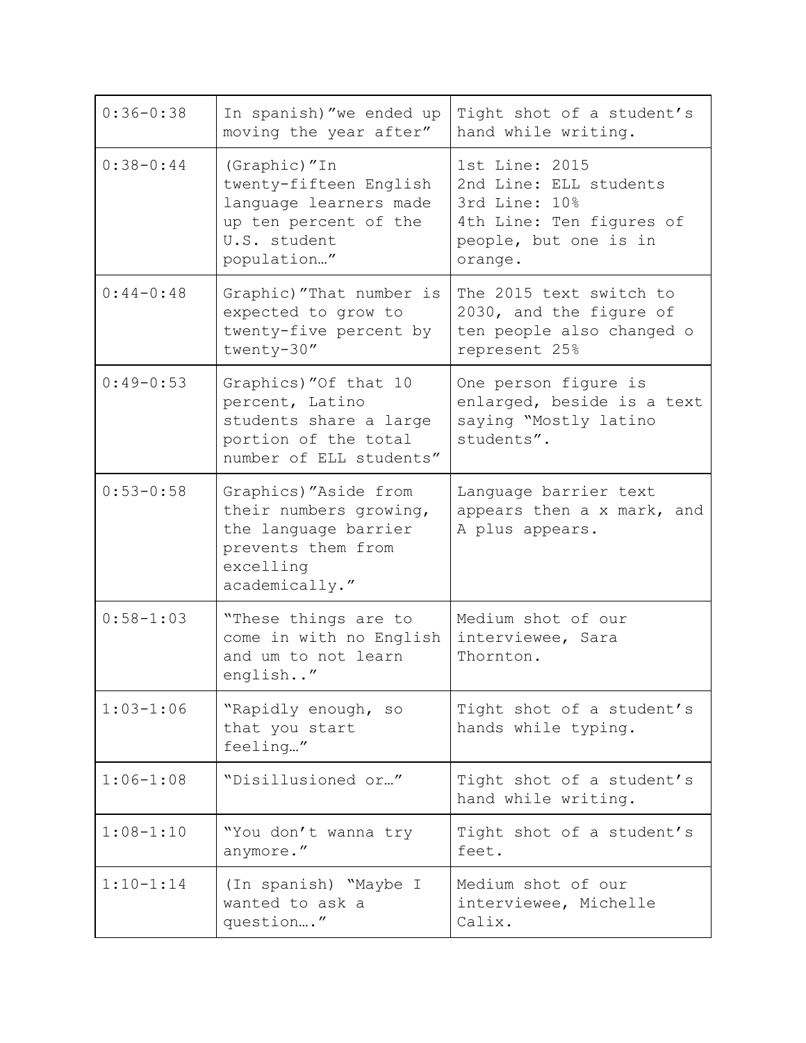| | | |
|---|---|---|
| 0:36-0:38 | In spanish)"we ended up moving the year after" | Tight shot of a student's hand while writing. |
| 0:38-0:44 | (Graphic)"In twenty-fifteen English language learners made up ten percent of the U.S. student population…" | 1st Line: 2015<br>2nd Line: ELL students<br>3rd Line: 10%<br>4th Line: Ten figures of people, but one is in orange. |
| 0:44-0:48 | Graphic)"That number is expected to grow to twenty-five percent by twenty-30" | The 2015 text switch to 2030, and the figure of ten people also changed o represent 25% |
| 0:49-0:53 | Graphics)"Of that 10 percent, Latino students share a large portion of the total number of ELL students" | One person figure is enlarged, beside is a text saying "Mostly latino students". |
| 0:53-0:58 | Graphics)"Aside from their numbers growing, the language barrier prevents them from excelling academically." | Language barrier text appears then a x mark, and A plus appears. |
| 0:58-1:03 | "These things are to come in with no English and um to not learn english.." | Medium shot of our interviewee, Sara Thornton. |
| 1:03-1:06 | "Rapidly enough, so that you start feeling…" | Tight shot of a student's hands while typing. |
| 1:06-1:08 | "Disillusioned or…" | Tight shot of a student's hand while writing. |
| 1:08-1:10 | "You don't wanna try anymore." | Tight shot of a student's feet. |
| 1:10-1:14 | (In spanish) "Maybe I wanted to ask a question…." | Medium shot of our interviewee, Michelle Calix. |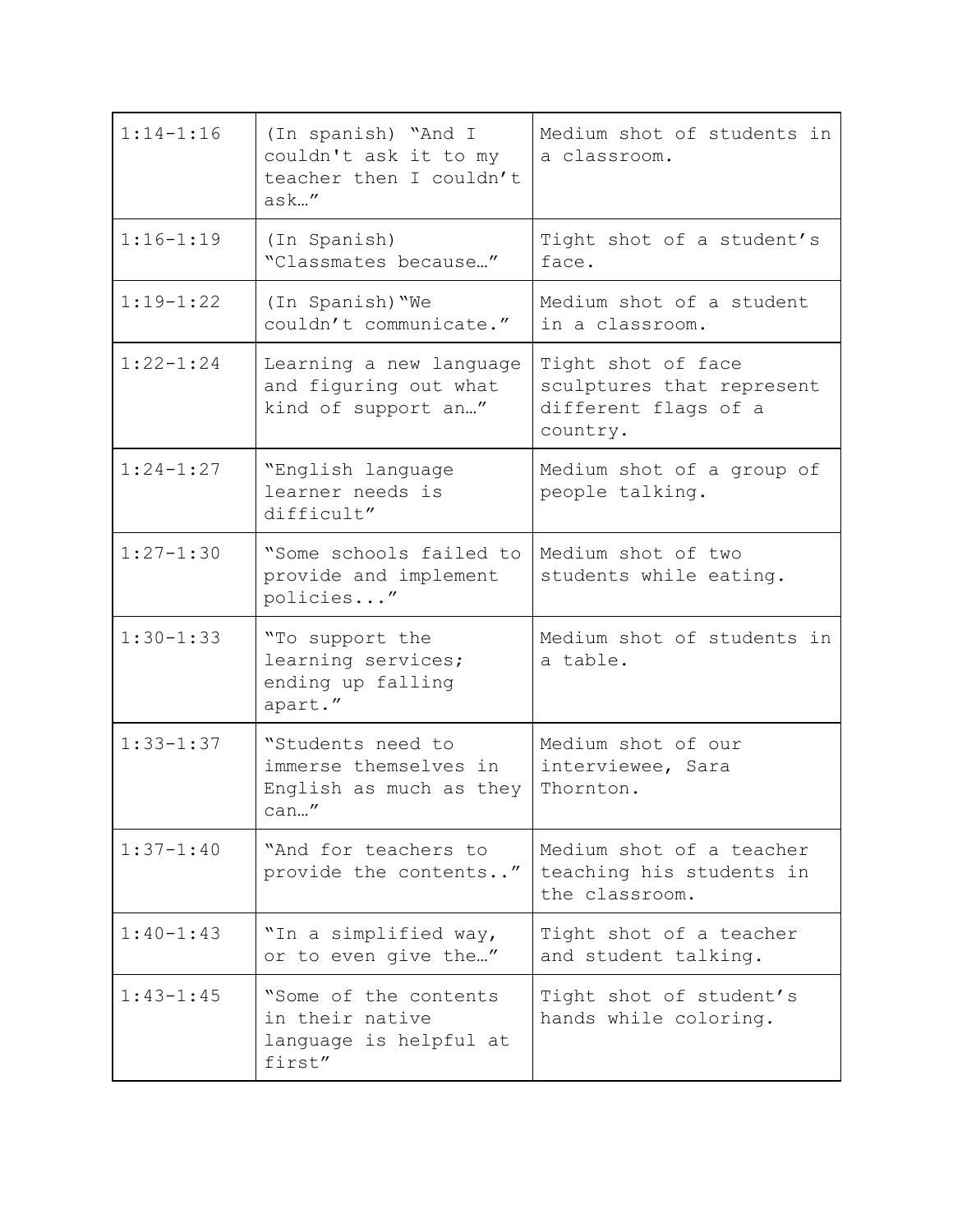| | | |
|---|---|---|
| 1:14-1:16 | (In spanish) "And I couldn't ask it to my teacher then I couldn't ask…" | Medium shot of students in a classroom. |
| 1:16-1:19 | (In Spanish) "Classmates because…" | Tight shot of a student's face. |
| 1:19-1:22 | (In Spanish)"We couldn't communicate." | Medium shot of a student in a classroom. |
| 1:22-1:24 | Learning a new language and figuring out what kind of support an…" | Tight shot of face sculptures that represent different flags of a country. |
| 1:24-1:27 | "English language learner needs is difficult" | Medium shot of a group of people talking. |
| 1:27-1:30 | "Some schools failed to provide and implement policies..." | Medium shot of two students while eating. |
| 1:30-1:33 | "To support the learning services; ending up falling apart." | Medium shot of students in a table. |
| 1:33-1:37 | "Students need to immerse themselves in English as much as they can…" | Medium shot of our interviewee, Sara Thornton. |
| 1:37-1:40 | "And for teachers to provide the contents.." | Medium shot of a teacher teaching his students in the classroom. |
| 1:40-1:43 | "In a simplified way, or to even give the…" | Tight shot of a teacher and student talking. |
| 1:43-1:45 | "Some of the contents in their native language is helpful at first" | Tight shot of student's hands while coloring. |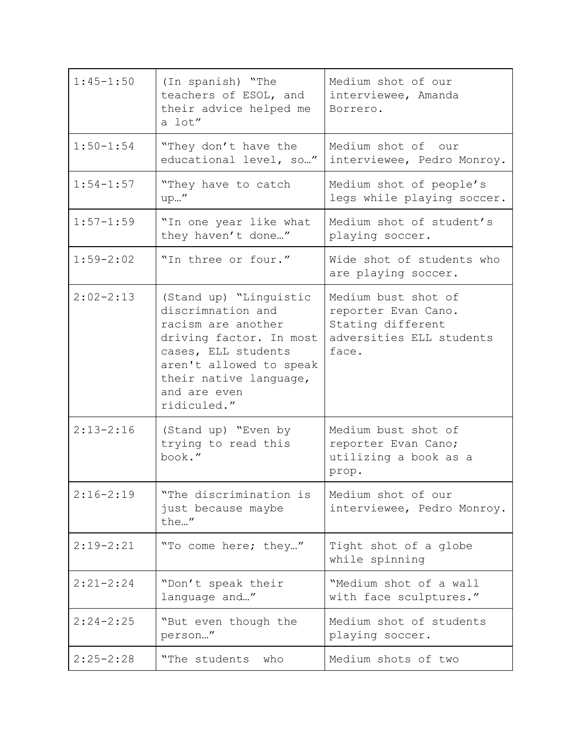| 1:45-1:50 | (In spanish) "The teachers of ESOL, and their advice helped me a lot" | Medium shot of our interviewee, Amanda Borrero. |
|---|---|---|
| 1:50-1:54 | "They don't have the educational level, so…" | Medium shot of our interviewee, Pedro Monroy. |
| 1:54-1:57 | "They have to catch up…" | Medium shot of people's legs while playing soccer. |
| 1:57-1:59 | "In one year like what they haven't done…" | Medium shot of student's playing soccer. |
| 1:59-2:02 | "In three or four." | Wide shot of students who are playing soccer. |
| 2:02-2:13 | (Stand up) "Linguistic discrimnation and racism are another driving factor. In most cases, ELL students aren't allowed to speak their native language, and are even ridiculed." | Medium bust shot of reporter Evan Cano. Stating different adversities ELL students face. |
| 2:13-2:16 | (Stand up) "Even by trying to read this book." | Medium bust shot of reporter Evan Cano; utilizing a book as a prop. |
| 2:16-2:19 | "The discrimination is just because maybe the…" | Medium shot of our interviewee, Pedro Monroy. |
| 2:19-2:21 | "To come here; they…" | Tight shot of a globe while spinning |
| 2:21-2:24 | "Don't speak their language and…" | "Medium shot of a wall with face sculptures." |
| 2:24-2:25 | "But even though the person…" | Medium shot of students playing soccer. |
| 2:25-2:28 | "The students who | Medium shots of two |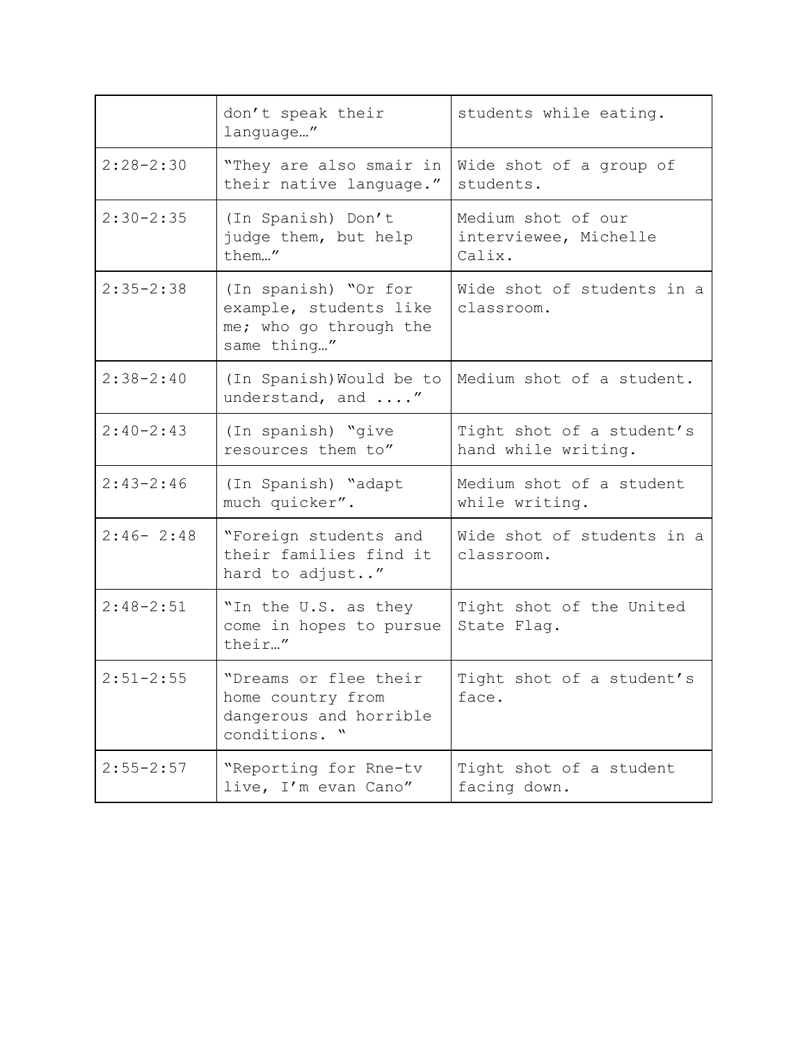| | | |
|---|---|---|
| | don't speak their language…" | students while eating. |
| 2:28-2:30 | "They are also smair in their native language." | Wide shot of a group of students. |
| 2:30-2:35 | (In Spanish) Don't judge them, but help them…" | Medium shot of our interviewee, Michelle Calix. |
| 2:35-2:38 | (In spanish) "Or for example, students like me; who go through the same thing…" | Wide shot of students in a classroom. |
| 2:38-2:40 | (In Spanish)Would be to understand, and ...." | Medium shot of a student. |
| 2:40-2:43 | (In spanish) "give resources them to" | Tight shot of a student's hand while writing. |
| 2:43-2:46 | (In Spanish) "adapt much quicker". | Medium shot of a student while writing. |
| 2:46- 2:48 | "Foreign students and their families find it hard to adjust.." | Wide shot of students in a classroom. |
| 2:48-2:51 | "In the U.S. as they come in hopes to pursue their…" | Tight shot of the United State Flag. |
| 2:51-2:55 | "Dreams or flee their home country from dangerous and horrible conditions. " | Tight shot of a student's face. |
| 2:55-2:57 | "Reporting for Rne-tv live, I'm evan Cano" | Tight shot of a student facing down. |